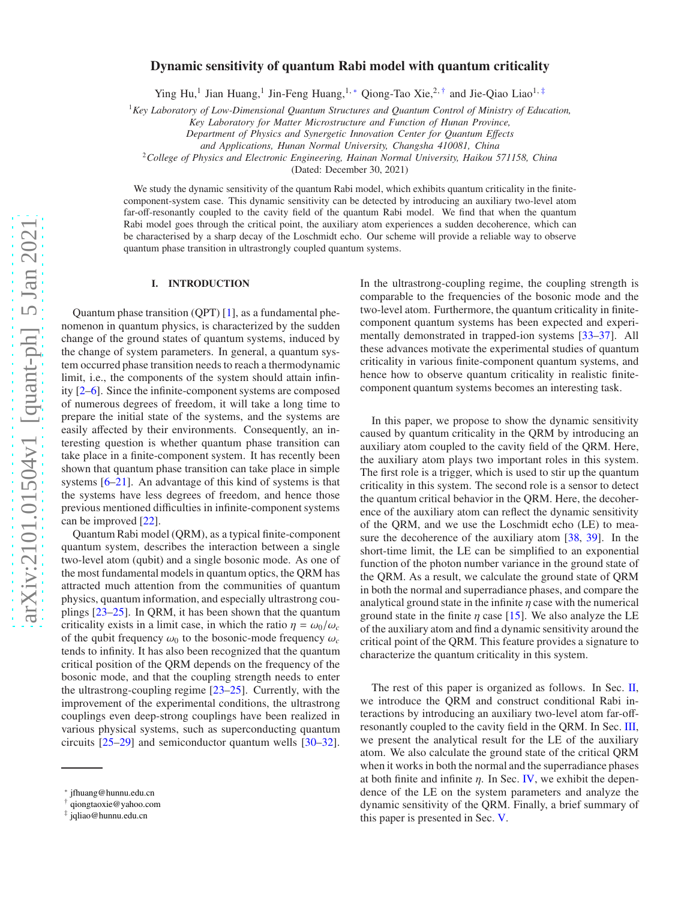# Dynamic sensitivity of quantum Rabi model with quantum criticality

Ying Hu,[1] Jian Huang,[1] Jin-Feng Huang,[1,*] Qiong-Tao Xie,[2,†] and Jie-Qiao Liao[1,‡]

[1] *Key Laboratory of Low-Dimensional Quantum Structures and Quantum Control of Ministry of Education, Key Laboratory for Matter Microstructure and Function of Hunan Province, Department of Physics and Synergetic Innovation Center for Quantum Effects and Applications, Hunan Normal University, Changsha 410081, China*

[2] *College of Physics and Electronic Engineering, Hainan Normal University, Haikou 571158, China*

(Dated: December 30, 2021)

We study the dynamic sensitivity of the quantum Rabi model, which exhibits quantum criticality in the finite-component-system case. This dynamic sensitivity can be detected by introducing an auxiliary two-level atom far-off-resonantly coupled to the cavity field of the quantum Rabi model. We find that when the quantum Rabi model goes through the critical point, the auxiliary atom experiences a sudden decoherence, which can be characterised by a sharp decay of the Loschmidt echo. Our scheme will provide a reliable way to observe quantum phase transition in ultrastrongly coupled quantum systems.

## I. INTRODUCTION

Quantum phase transition (QPT) [1], as a fundamental phenomenon in quantum physics, is characterized by the sudden change of the ground states of quantum systems, induced by the change of system parameters. In general, a quantum system occurred phase transition needs to reach a thermodynamic limit, i.e., the components of the system should attain infinity [2–6]. Since the infinite-component systems are composed of numerous degrees of freedom, it will take a long time to prepare the initial state of the systems, and the systems are easily affected by their environments. Consequently, an interesting question is whether quantum phase transition can take place in a finite-component system. It has recently been shown that quantum phase transition can take place in simple systems [6–21]. An advantage of this kind of systems is that the systems have less degrees of freedom, and hence those previous mentioned difficulties in infinite-component systems can be improved [22].

Quantum Rabi model (QRM), as a typical finite-component quantum system, describes the interaction between a single two-level atom (qubit) and a single bosonic mode. As one of the most fundamental models in quantum optics, the QRM has attracted much attention from the communities of quantum physics, quantum information, and especially ultrastrong couplings [23–25]. In QRM, it has been shown that the quantum criticality exists in a limit case, in which the ratio $\eta = \omega_0/\omega_c$ of the qubit frequency $\omega_0$ to the bosonic-mode frequency $\omega_c$ tends to infinity. It has also been recognized that the quantum critical position of the QRM depends on the frequency of the bosonic mode, and that the coupling strength needs to enter the ultrastrong-coupling regime [23–25]. Currently, with the improvement of the experimental conditions, the ultrastrong couplings even deep-strong couplings have been realized in various physical systems, such as superconducting quantum circuits [25–29] and semiconductor quantum wells [30–32]. In the ultrastrong-coupling regime, the coupling strength is comparable to the frequencies of the bosonic mode and the two-level atom. Furthermore, the quantum criticality in finite-component quantum systems has been expected and experimentally demonstrated in trapped-ion systems [33–37]. All these advances motivate the experimental studies of quantum criticality in various finite-component quantum systems, and hence how to observe quantum criticality in realistic finite-component quantum systems becomes an interesting task.

In this paper, we propose to show the dynamic sensitivity caused by quantum criticality in the QRM by introducing an auxiliary atom coupled to the cavity field of the QRM. Here, the auxiliary atom plays two important roles in this system. The first role is a trigger, which is used to stir up the quantum criticality in this system. The second role is a sensor to detect the quantum critical behavior in the QRM. Here, the decoherence of the auxiliary atom can reflect the dynamic sensitivity of the QRM, and we use the Loschmidt echo (LE) to measure the decoherence of the auxiliary atom [38, 39]. In the short-time limit, the LE can be simplified to an exponential function of the photon number variance in the ground state of the QRM. As a result, we calculate the ground state of QRM in both the normal and superradiance phases, and compare the analytical ground state in the infinite $\eta$ case with the numerical ground state in the finite $\eta$ case [15]. We also analyze the LE of the auxiliary atom and find a dynamic sensitivity around the critical point of the QRM. This feature provides a signature to characterize the quantum criticality in this system.

The rest of this paper is organized as follows. In Sec. II, we introduce the QRM and construct conditional Rabi interactions by introducing an auxiliary two-level atom far-off-resonantly coupled to the cavity field in the QRM. In Sec. III, we present the analytical result for the LE of the auxiliary atom. We also calculate the ground state of the critical QRM when it works in both the normal and the superradiance phases at both finite and infinite $\eta$. In Sec. IV, we exhibit the dependence of the LE on the system parameters and analyze the dynamic sensitivity of the QRM. Finally, a brief summary of this paper is presented in Sec. V.

* jfhuang@hunnu.edu.cn
† qiongtaoxie@yahoo.com
‡ jqliao@hunnu.edu.cn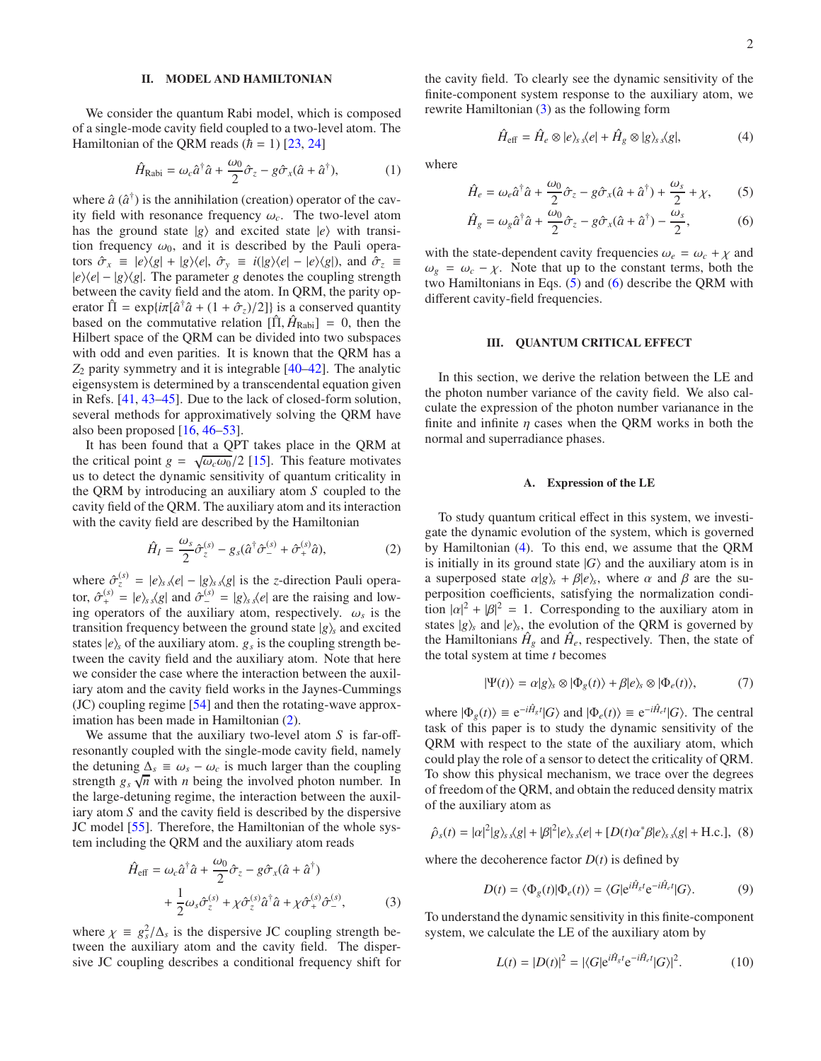## II. MODEL AND HAMILTONIAN

We consider the quantum Rabi model, which is composed of a single-mode cavity field coupled to a two-level atom. The Hamiltonian of the QRM reads ($\hbar = 1$) [23, 24]

$$\hat{H}_{\rm Rabi} = \omega_c \hat{a}^{\dagger}\hat{a} + \frac{\omega_0}{2}\hat{\sigma}_z - g\hat{\sigma}_x(\hat{a} + \hat{a}^{\dagger}), \tag{1}$$

where $\hat{a}$ ($\hat{a}^{\dagger}$) is the annihilation (creation) operator of the cavity field with resonance frequency $\omega_c$. The two-level atom has the ground state $|g\rangle$ and excited state $|e\rangle$ with transition frequency $\omega_0$, and it is described by the Pauli operators $\hat{\sigma}_x \equiv |e\rangle\langle g| + |g\rangle\langle e|$, $\hat{\sigma}_y \equiv i(|g\rangle\langle e| - |e\rangle\langle g|)$, and $\hat{\sigma}_z \equiv |e\rangle\langle e| - |g\rangle\langle g|$. The parameter $g$ denotes the coupling strength between the cavity field and the atom. In QRM, the parity operator $\hat{\Pi} = \exp\{i\pi[\hat{a}^{\dagger}\hat{a} + (1 + \hat{\sigma}_z)/2]\}$ is a conserved quantity based on the commutative relation $[\hat{\Pi}, \hat{H}_{\rm Rabi}] = 0$, then the Hilbert space of the QRM can be divided into two subspaces with odd and even parities. It is known that the QRM has a $Z_2$ parity symmetry and it is integrable [40–42]. The analytic eigensystem is determined by a transcendental equation given in Refs. [41, 43–45]. Due to the lack of closed-form solution, several methods for approximatively solving the QRM have also been proposed [16, 46–53].

It has been found that a QPT takes place in the QRM at the critical point $g = \sqrt{\omega_c\omega_0}/2$ [15]. This feature motivates us to detect the dynamic sensitivity of quantum criticality in the QRM by introducing an auxiliary atom $S$ coupled to the cavity field of the QRM. The auxiliary atom and its interaction with the cavity field are described by the Hamiltonian

$$\hat{H}_I = \frac{\omega_s}{2}\hat{\sigma}_z^{(s)} - g_s(\hat{a}^{\dagger}\hat{\sigma}_-^{(s)} + \hat{\sigma}_+^{(s)}\hat{a}), \tag{2}$$

where $\hat{\sigma}_z^{(s)} = |e\rangle_{s\,s}\langle e| - |g\rangle_{s\,s}\langle g|$ is the $z$-direction Pauli operator, $\hat{\sigma}_+^{(s)} = |e\rangle_{s\,s}\langle g|$ and $\hat{\sigma}_-^{(s)} = |g\rangle_{s\,s}\langle e|$ are the raising and lowering operators of the auxiliary atom, respectively. $\omega_s$ is the transition frequency between the ground state $|g\rangle_s$ and excited states $|e\rangle_s$ of the auxiliary atom. $g_s$ is the coupling strength between the cavity field and the auxiliary atom. Note that here we consider the case where the interaction between the auxiliary atom and the cavity field works in the Jaynes-Cummings (JC) coupling regime [54] and then the rotating-wave approximation has been made in Hamiltonian (2).

We assume that the auxiliary two-level atom $S$ is far-off-resonantly coupled with the single-mode cavity field, namely the detuning $\Delta_s \equiv \omega_s - \omega_c$ is much larger than the coupling strength $g_s\sqrt{n}$ with $n$ being the involved photon number. In the large-detuning regime, the interaction between the auxiliary atom $S$ and the cavity field is described by the dispersive JC model [55]. Therefore, the Hamiltonian of the whole system including the QRM and the auxiliary atom reads

$$\begin{aligned}\hat{H}_{\rm eff} =& \ \omega_c\hat{a}^{\dagger}\hat{a} + \frac{\omega_0}{2}\hat{\sigma}_z - g\hat{\sigma}_x(\hat{a} + \hat{a}^{\dagger}) \\ &+ \frac{1}{2}\omega_s\hat{\sigma}_z^{(s)} + \chi\hat{\sigma}_z^{(s)}\hat{a}^{\dagger}\hat{a} + \chi\hat{\sigma}_+^{(s)}\hat{\sigma}_-^{(s)},\end{aligned} \tag{3}$$

where $\chi \equiv g_s^2/\Delta_s$ is the dispersive JC coupling strength between the auxiliary atom and the cavity field. The dispersive JC coupling describes a conditional frequency shift for the cavity field. To clearly see the dynamic sensitivity of the finite-component system response to the auxiliary atom, we rewrite Hamiltonian (3) as the following form

$$\hat{H}_{\rm eff} = \hat{H}_e \otimes |e\rangle_{s\,s}\langle e| + \hat{H}_g \otimes |g\rangle_{s\,s}\langle g|, \tag{4}$$

where

$$\hat{H}_e = \omega_e\hat{a}^{\dagger}\hat{a} + \frac{\omega_0}{2}\hat{\sigma}_z - g\hat{\sigma}_x(\hat{a} + \hat{a}^{\dagger}) + \frac{\omega_s}{2} + \chi, \tag{5}$$

$$\hat{H}_g = \omega_g\hat{a}^{\dagger}\hat{a} + \frac{\omega_0}{2}\hat{\sigma}_z - g\hat{\sigma}_x(\hat{a} + \hat{a}^{\dagger}) - \frac{\omega_s}{2}, \tag{6}$$

with the state-dependent cavity frequencies $\omega_e = \omega_c + \chi$ and $\omega_g = \omega_c - \chi$. Note that up to the constant terms, both the two Hamiltonians in Eqs. (5) and (6) describe the QRM with different cavity-field frequencies.

## III. QUANTUM CRITICAL EFFECT

In this section, we derive the relation between the LE and the photon number variance of the cavity field. We also calculate the expression of the photon number varianance in the finite and infinite $\eta$ cases when the QRM works in both the normal and superradiance phases.

### A. Expression of the LE

To study quantum critical effect in this system, we investigate the dynamic evolution of the system, which is governed by Hamiltonian (4). To this end, we assume that the QRM is initially in its ground state $|G\rangle$ and the auxiliary atom is in a superposed state $\alpha|g\rangle_s + \beta|e\rangle_s$, where $\alpha$ and $\beta$ are the superposition coefficients, satisfying the normalization condition $|\alpha|^2 + |\beta|^2 = 1$. Corresponding to the auxiliary atom in states $|g\rangle_s$ and $|e\rangle_s$, the evolution of the QRM is governed by the Hamiltonians $\hat{H}_g$ and $\hat{H}_e$, respectively. Then, the state of the total system at time $t$ becomes

$$|\Psi(t)\rangle = \alpha|g\rangle_s \otimes |\Phi_g(t)\rangle + \beta|e\rangle_s \otimes |\Phi_e(t)\rangle, \tag{7}$$

where $|\Phi_g(t)\rangle \equiv {\rm e}^{-i\hat{H}_g t}|G\rangle$ and $|\Phi_e(t)\rangle \equiv {\rm e}^{-i\hat{H}_e t}|G\rangle$. The central task of this paper is to study the dynamic sensitivity of the QRM with respect to the state of the auxiliary atom, which could play the role of a sensor to detect the criticality of QRM. To show this physical mechanism, we trace over the degrees of freedom of the QRM, and obtain the reduced density matrix of the auxiliary atom as

$$\hat{\rho}_s(t) = |\alpha|^2|g\rangle_{s\,s}\langle g| + |\beta|^2|e\rangle_{s\,s}\langle e| + [D(t)\alpha^*\beta|e\rangle_{s\,s}\langle g| + {\rm H.c.}], \tag{8}$$

where the decoherence factor $D(t)$ is defined by

$$D(t) = \langle\Phi_g(t)|\Phi_e(t)\rangle = \langle G|{\rm e}^{i\hat{H}_g t}{\rm e}^{-i\hat{H}_e t}|G\rangle. \tag{9}$$

To understand the dynamic sensitivity in this finite-component system, we calculate the LE of the auxiliary atom by

$$L(t) = |D(t)|^2 = |\langle G|{\rm e}^{i\hat{H}_g t}{\rm e}^{-i\hat{H}_e t}|G\rangle|^2. \tag{10}$$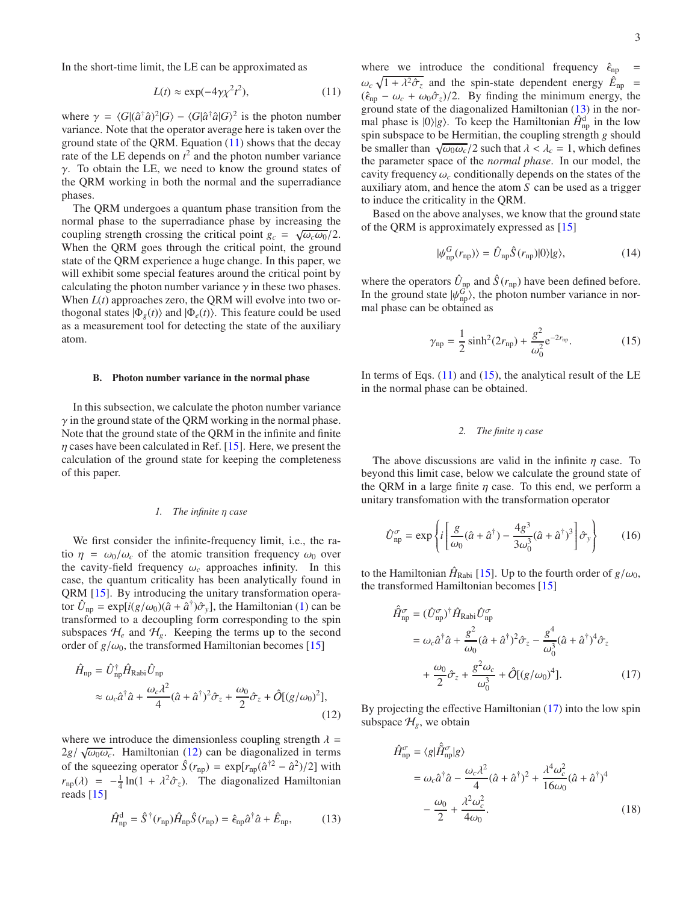In the short-time limit, the LE can be approximated as

$$L(t) \approx \exp(-4\gamma\chi^2 t^2), \tag{11}$$

where $\gamma = \langle G|(\hat{a}^\dagger\hat{a})^2|G\rangle - \langle G|\hat{a}^\dagger\hat{a}|G\rangle^2$ is the photon number variance. Note that the operator average here is taken over the ground state of the QRM. Equation (11) shows that the decay rate of the LE depends on $t^2$ and the photon number variance $\gamma$. To obtain the LE, we need to know the ground states of the QRM working in both the normal and the superradiance phases.

The QRM undergoes a quantum phase transition from the normal phase to the superradiance phase by increasing the coupling strength crossing the critical point $g_c = \sqrt{\omega_c\omega_0}/2$. When the QRM goes through the critical point, the ground state of the QRM experience a huge change. In this paper, we will exhibit some special features around the critical point by calculating the photon number variance $\gamma$ in these two phases. When $L(t)$ approaches zero, the QRM will evolve into two orthogonal states $|\Phi_g(t)\rangle$ and $|\Phi_e(t)\rangle$. This feature could be used as a measurement tool for detecting the state of the auxiliary atom.

### B. Photon number variance in the normal phase

In this subsection, we calculate the photon number variance $\gamma$ in the ground state of the QRM working in the normal phase. Note that the ground state of the QRM in the infinite and finite $\eta$ cases have been calculated in Ref. [15]. Here, we present the calculation of the ground state for keeping the completeness of this paper.

#### 1. The infinite $\eta$ case

We first consider the infinite-frequency limit, i.e., the ratio $\eta = \omega_0/\omega_c$ of the atomic transition frequency $\omega_0$ over the cavity-field frequency $\omega_c$ approaches infinity. In this case, the quantum criticality has been analytically found in QRM [15]. By introducing the unitary transformation operator $\hat{U}_{\text{np}} = \exp[i(g/\omega_0)(\hat{a} + \hat{a}^\dagger)\hat{\sigma}_y]$, the Hamiltonian (1) can be transformed to a decoupling form corresponding to the spin subspaces $\mathcal{H}_e$ and $\mathcal{H}_g$. Keeping the terms up to the second order of $g/\omega_0$, the transformed Hamiltonian becomes [15]

$$\begin{aligned}
\hat{H}_{\text{np}} &= \hat{U}_{\text{np}}^\dagger \hat{H}_{\text{Rabi}} \hat{U}_{\text{np}} \\
&\approx \omega_c \hat{a}^\dagger\hat{a} + \frac{\omega_c\lambda^2}{4}(\hat{a} + \hat{a}^\dagger)^2\hat{\sigma}_z + \frac{\omega_0}{2}\hat{\sigma}_z + \hat{O}[(g/\omega_0)^2],
\end{aligned} \tag{12}$$

where we introduce the dimensionless coupling strength $\lambda = 2g/\sqrt{\omega_0\omega_c}$. Hamiltonian (12) can be diagonalized in terms of the squeezing operator $\hat{S}(r_{\text{np}}) = \exp[r_{\text{np}}(\hat{a}^{\dagger 2} - \hat{a}^2)/2]$ with $r_{\text{np}}(\lambda) = -\frac{1}{4}\ln(1 + \lambda^2\hat{\sigma}_z)$. The diagonalized Hamiltonian reads [15]

$$\hat{H}_{\text{np}}^{\text{d}} = \hat{S}^\dagger(r_{\text{np}})\hat{H}_{\text{np}}\hat{S}(r_{\text{np}}) = \hat{\epsilon}_{\text{np}}\hat{a}^\dagger\hat{a} + \hat{E}_{\text{np}}, \tag{13}$$

where we introduce the conditional frequency $\hat{\epsilon}_{\text{np}} = \omega_c\sqrt{1 + \lambda^2\hat{\sigma}_z}$ and the spin-state dependent energy $\hat{E}_{\text{np}} = (\hat{\epsilon}_{\text{np}} - \omega_c + \omega_0\hat{\sigma}_z)/2$. By finding the minimum energy, the ground state of the diagonalized Hamiltonian (13) in the normal phase is $|0\rangle|g\rangle$. To keep the Hamiltonian $\hat{H}_{\text{np}}^{\text{d}}$ in the low spin subspace to be Hermitian, the coupling strength $g$ should be smaller than $\sqrt{\omega_0\omega_c}/2$ such that $\lambda < \lambda_c = 1$, which defines the parameter space of the *normal phase*. In our model, the cavity frequency $\omega_c$ conditionally depends on the states of the auxiliary atom, and hence the atom $S$ can be used as a trigger to induce the criticality in the QRM.

Based on the above analyses, we know that the ground state of the QRM is approximately expressed as [15]

$$|\psi_{\text{np}}^G(r_{\text{np}})\rangle = \hat{U}_{\text{np}}\hat{S}(r_{\text{np}})|0\rangle|g\rangle, \tag{14}$$

where the operators $\hat{U}_{\text{np}}$ and $\hat{S}(r_{\text{np}})$ have been defined before. In the ground state $|\psi_{\text{np}}^G\rangle$, the photon number variance in normal phase can be obtained as

$$\gamma_{\text{np}} = \frac{1}{2}\sinh^2(2r_{\text{np}}) + \frac{g^2}{\omega_0^2}e^{-2r_{\text{np}}}. \tag{15}$$

In terms of Eqs. (11) and (15), the analytical result of the LE in the normal phase can be obtained.

#### 2. The finite $\eta$ case

The above discussions are valid in the infinite $\eta$ case. To beyond this limit case, below we calculate the ground state of the QRM in a large finite $\eta$ case. To this end, we perform a unitary transfomation with the transformation operator

$$\hat{U}_{\text{np}}^\sigma = \exp\left\{i\left[\frac{g}{\omega_0}(\hat{a} + \hat{a}^\dagger) - \frac{4g^3}{3\omega_0^3}(\hat{a} + \hat{a}^\dagger)^3\right]\hat{\sigma}_y\right\} \tag{16}$$

to the Hamiltonian $\hat{H}_{\text{Rabi}}$ [15]. Up to the fourth order of $g/\omega_0$, the transformed Hamiltonian becomes [15]

$$\begin{aligned}
\hat{H}_{\text{np}}^\sigma &= (\hat{U}_{\text{np}}^\sigma)^\dagger \hat{H}_{\text{Rabi}} \hat{U}_{\text{np}}^\sigma \\
&= \omega_c\hat{a}^\dagger\hat{a} + \frac{g^2}{\omega_0}(\hat{a} + \hat{a}^\dagger)^2\hat{\sigma}_z - \frac{g^4}{\omega_0^3}(\hat{a} + \hat{a}^\dagger)^4\hat{\sigma}_z \\
&\quad + \frac{\omega_0}{2}\hat{\sigma}_z + \frac{g^2\omega_c}{\omega_0^3} + \hat{O}[(g/\omega_0)^4].
\end{aligned} \tag{17}$$

By projecting the effective Hamiltonian (17) into the low spin subspace $\mathcal{H}_g$, we obtain

$$\begin{aligned}
\hat{H}_{\text{np}}^\sigma &= \langle g|\hat{H}_{\text{np}}^\sigma|g\rangle \\
&= \omega_c\hat{a}^\dagger\hat{a} - \frac{\omega_c\lambda^2}{4}(\hat{a} + \hat{a}^\dagger)^2 + \frac{\lambda^4\omega_c^2}{16\omega_0}(\hat{a} + \hat{a}^\dagger)^4 \\
&\quad - \frac{\omega_0}{2} + \frac{\lambda^2\omega_c^2}{4\omega_0}.
\end{aligned} \tag{18}$$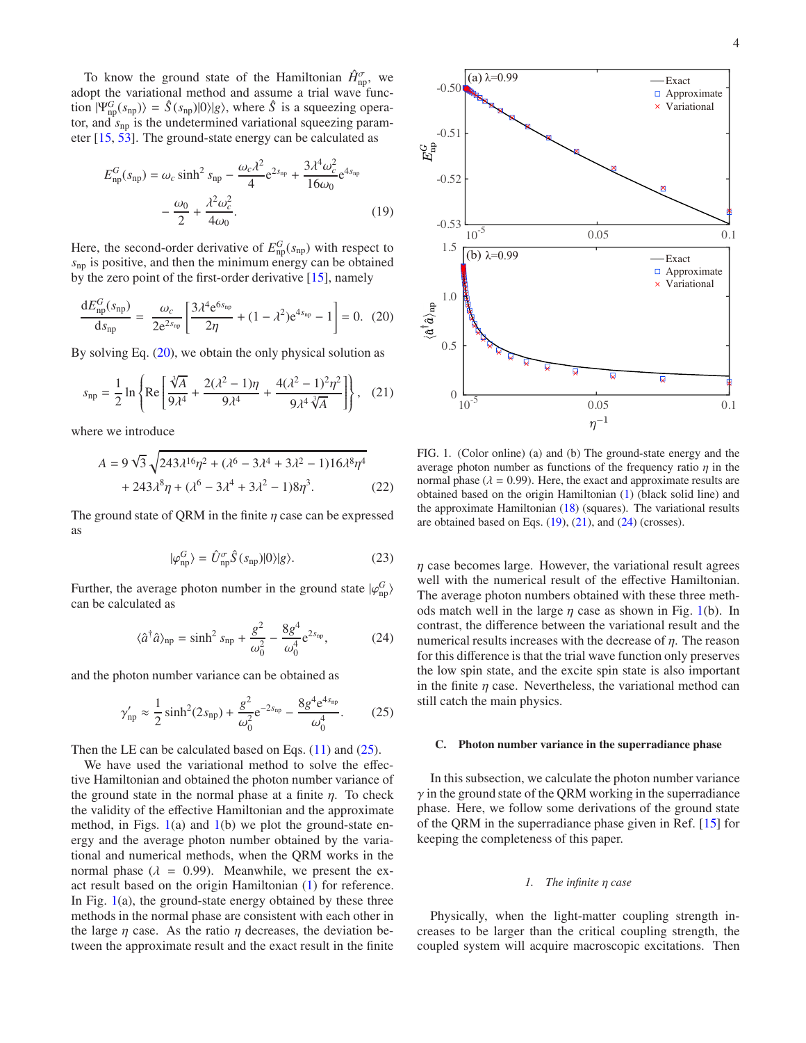To know the ground state of the Hamiltonian $\hat{H}^{\sigma}_{\rm np}$, we adopt the variational method and assume a trial wave function $|\Psi^G_{\rm np}(s_{\rm np})\rangle = \hat{S}(s_{\rm np})|0\rangle|g\rangle$, where $\hat{S}$ is a squeezing operator, and $s_{\rm np}$ is the undetermined variational squeezing parameter [15, 53]. The ground-state energy can be calculated as

$$E^G_{\rm np}(s_{\rm np}) = \omega_c \sinh^2 s_{\rm np} - \frac{\omega_c \lambda^2}{4} e^{2s_{\rm np}} + \frac{3\lambda^4\omega_c^2}{16\omega_0} e^{4s_{\rm np}} - \frac{\omega_0}{2} + \frac{\lambda^2\omega_c^2}{4\omega_0}. \tag{19}$$

Here, the second-order derivative of $E^G_{\rm np}(s_{\rm np})$ with respect to $s_{\rm np}$ is positive, and then the minimum energy can be obtained by the zero point of the first-order derivative [15], namely

$$\frac{dE^G_{\rm np}(s_{\rm np})}{ds_{\rm np}} = \frac{\omega_c}{2e^{2s_{\rm np}}}\left[\frac{3\lambda^4 e^{6s_{\rm np}}}{2\eta} + (1-\lambda^2)e^{4s_{\rm np}} - 1\right] = 0. \tag{20}$$

By solving Eq. (20), we obtain the only physical solution as

$$s_{\rm np} = \frac{1}{2}\ln\left\{{\rm Re}\left[\frac{\sqrt[3]{A}}{9\lambda^4} + \frac{2(\lambda^2-1)\eta}{9\lambda^4} + \frac{4(\lambda^2-1)^2\eta^2}{9\lambda^4\sqrt[3]{A}}\right]\right\}, \tag{21}$$

where we introduce

$$A = 9\sqrt{3}\sqrt{243\lambda^{16}\eta^2 + (\lambda^6 - 3\lambda^4 + 3\lambda^2 - 1)16\lambda^8\eta^4} + 243\lambda^8\eta + (\lambda^6 - 3\lambda^4 + 3\lambda^2 - 1)8\eta^3. \tag{22}$$

The ground state of QRM in the finite $\eta$ case can be expressed as

$$|\varphi^G_{\rm np}\rangle = \hat{U}^{\sigma}_{\rm np}\hat{S}(s_{\rm np})|0\rangle|g\rangle. \tag{23}$$

Further, the average photon number in the ground state $|\varphi^G_{\rm np}\rangle$ can be calculated as

$$\langle \hat{a}^{\dagger}\hat{a}\rangle_{\rm np} = \sinh^2 s_{\rm np} + \frac{g^2}{\omega_0^2} - \frac{8g^4}{\omega_0^4}e^{2s_{\rm np}}, \tag{24}$$

and the photon number variance can be obtained as

$$\gamma'_{\rm np} \approx \frac{1}{2}\sinh^2(2s_{\rm np}) + \frac{g^2}{\omega_0^2}e^{-2s_{\rm np}} - \frac{8g^4 e^{4s_{\rm np}}}{\omega_0^4}. \tag{25}$$

Then the LE can be calculated based on Eqs. (11) and (25).

We have used the variational method to solve the effective Hamiltonian and obtained the photon number variance of the ground state in the normal phase at a finite $\eta$. To check the validity of the effective Hamiltonian and the approximate method, in Figs. 1(a) and 1(b) we plot the ground-state energy and the average photon number obtained by the variational and numerical methods, when the QRM works in the normal phase ($\lambda = 0.99$). Meanwhile, we present the exact result based on the origin Hamiltonian (1) for reference. In Fig. 1(a), the ground-state energy obtained by these three methods in the normal phase are consistent with each other in the large $\eta$ case. As the ratio $\eta$ decreases, the deviation between the approximate result and the exact result in the finite $\eta$ case becomes large. However, the variational result agrees well with the numerical result of the effective Hamiltonian. The average photon numbers obtained with these three methods match well in the large $\eta$ case as shown in Fig. 1(b). In contrast, the difference between the variational result and the numerical results increases with the decrease of $\eta$. The reason for this difference is that the trial wave function only preserves the low spin state, and the excite spin state is also important in the finite $\eta$ case. Nevertheless, the variational method can still catch the main physics.

FIG. 1. (Color online) (a) and (b) The ground-state energy and the average photon number as functions of the frequency ratio $\eta$ in the normal phase ($\lambda = 0.99$). Here, the exact and approximate results are obtained based on the origin Hamiltonian (1) (black solid line) and the approximate Hamiltonian (18) (squares). The variational results are obtained based on Eqs. (19), (21), and (24) (crosses).

### C. Photon number variance in the superradiance phase

In this subsection, we calculate the photon number variance $\gamma$ in the ground state of the QRM working in the superradiance phase. Here, we follow some derivations of the ground state of the QRM in the superradiance phase given in Ref. [15] for keeping the completeness of this paper.

#### 1. The infinite $\eta$ case

Physically, when the light-matter coupling strength increases to be larger than the critical coupling strength, the coupled system will acquire macroscopic excitations. Then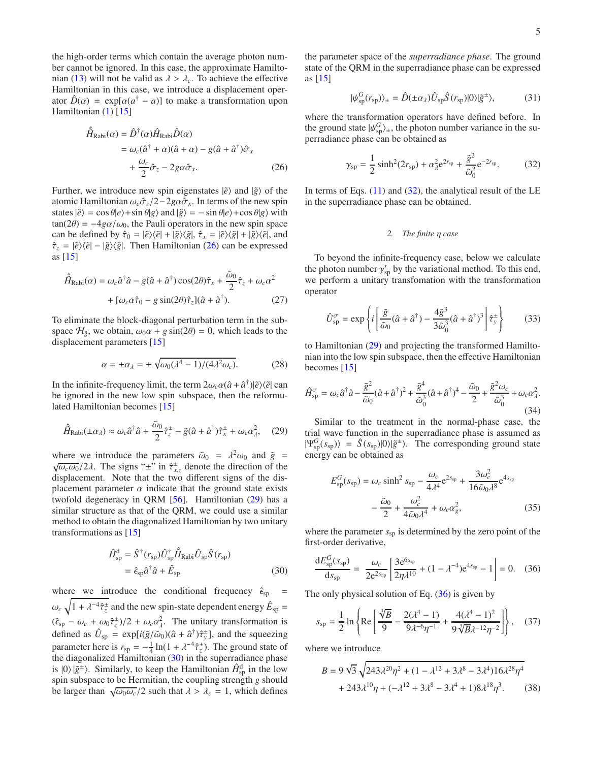the high-order terms which contain the average photon number cannot be ignored. In this case, the approximate Hamiltonian (13) will not be valid as $\lambda > \lambda_c$. To achieve the effective Hamiltonian in this case, we introduce a displacement operator $\hat{D}(\alpha) = \exp[\alpha(a^\dagger - a)]$ to make a transformation upon Hamiltonian (1) [15]

$$
\begin{aligned}
\hat{\tilde{H}}_{\text{Rabi}}(\alpha) &= \hat{D}^\dagger(\alpha)\hat{H}_{\text{Rabi}}\hat{D}(\alpha) \\
&= \omega_c(\hat{a}^\dagger + \alpha)(\hat{a} + \alpha) - g(\hat{a} + \hat{a}^\dagger)\hat{\sigma}_x \\
&\quad + \frac{\omega_c}{2}\hat{\sigma}_z - 2g\alpha\hat{\sigma}_x. \qquad (26)
\end{aligned}
$$

Further, we introduce new spin eigenstates $|\tilde{e}\rangle$ and $|\tilde{g}\rangle$ of the atomic Hamiltonian $\omega_c\hat{\sigma}_z/2 - 2g\alpha\hat{\sigma}_x$. In terms of the new spin states $|\tilde{e}\rangle = \cos\theta|e\rangle + \sin\theta|g\rangle$ and $|\tilde{g}\rangle = -\sin\theta|e\rangle + \cos\theta|g\rangle$ with $\tan(2\theta) = -4g\alpha/\omega_0$, the Pauli operators in the new spin space can be defined by $\hat{\tau}_0 = |\tilde{e}\rangle\langle\tilde{e}| + |\tilde{g}\rangle\langle\tilde{g}|$, $\hat{\tau}_x = |\tilde{e}\rangle\langle\tilde{g}| + |\tilde{g}\rangle\langle\tilde{e}|$, and $\hat{\tau}_z = |\tilde{e}\rangle\langle\tilde{e}| - |\tilde{g}\rangle\langle\tilde{g}|$. Then Hamiltonian (26) can be expressed as [15]

$$
\begin{aligned}
\hat{\tilde{H}}_{\text{Rabi}}(\alpha) = {}& \omega_c\hat{a}^\dagger\hat{a} - g(\hat{a} + \hat{a}^\dagger)\cos(2\theta)\hat{\tau}_x + \frac{\tilde{\omega}_0}{2}\hat{\tau}_z + \omega_c\alpha^2 \\
& + [\omega_c\alpha\hat{\tau}_0 - g\sin(2\theta)\hat{\tau}_z](\hat{a} + \hat{a}^\dagger). \qquad (27)
\end{aligned}
$$

To eliminate the block-diagonal perturbation term in the subspace $\mathcal{H}_{\tilde{g}}$, we obtain, $\omega_0\alpha + g\sin(2\theta) = 0$, which leads to the displacement parameters [15]

$$
\alpha = \pm\alpha_\lambda = \pm\sqrt{\omega_0(\lambda^4 - 1)/(4\lambda^2\omega_c)}. \qquad (28)
$$

In the infinite-frequency limit, the term $2\omega_c\alpha(\hat{a} + \hat{a}^\dagger)|\tilde{e}\rangle\langle\tilde{e}|$ can be ignored in the new low spin subspace, then the reformulated Hamiltonian becomes [15]

$$
\hat{\tilde{H}}_{\text{Rabi}}(\pm\alpha_\lambda) \approx \omega_c\hat{a}^\dagger\hat{a} + \frac{\tilde{\omega}_0}{2}\hat{\tau}_z^\pm - \tilde{g}(\hat{a} + \hat{a}^\dagger)\hat{\tau}_x^\pm + \omega_c\alpha_\lambda^2, \qquad (29)
$$

where we introduce the parameters $\tilde{\omega}_0 = \lambda^2\omega_0$ and $\tilde{g} = \sqrt{\omega_c\omega_0}/2\lambda$. The signs "$\pm$" in $\hat{\tau}_{x,z}^\pm$ denote the direction of the displacement. Note that the two different signs of the displacement parameter $\alpha$ indicate that the ground state exists twofold degeneracy in QRM [56]. Hamiltonian (29) has a similar structure as that of the QRM, we could use a similar method to obtain the diagonalized Hamiltonian by two unitary transformations as [15]

$$
\begin{aligned}
\hat{H}_{\text{sp}}^{\text{d}} &= \hat{S}^\dagger(r_{\text{sp}})\hat{U}_{\text{sp}}^\dagger\hat{\tilde{H}}_{\text{Rabi}}\hat{U}_{\text{sp}}\hat{S}(r_{\text{sp}}) \\
&= \hat{\epsilon}_{\text{sp}}\hat{a}^\dagger\hat{a} + \hat{E}_{\text{sp}} \qquad (30)
\end{aligned}
$$

where we introduce the conditional frequency $\hat{\epsilon}_{\text{sp}} = \omega_c\sqrt{1 + \lambda^{-4}\hat{\tau}_z^\pm}$ and the new spin-state dependent energy $\hat{E}_{\text{sp}} = (\hat{\epsilon}_{\text{sp}} - \omega_c + \omega_0\hat{\tau}_z^\pm)/2 + \omega_c\alpha_\lambda^2$. The unitary transformation is defined as $\hat{U}_{\text{sp}} = \exp[i(\tilde{g}/\tilde{\omega}_0)(\hat{a} + \hat{a}^\dagger)\hat{\tau}_y^\pm]$, and the squeezing parameter here is $r_{\text{sp}} = -\frac{1}{4}\ln(1 + \lambda^{-4}\hat{\tau}_z^\pm)$. The ground state of the diagonalized Hamiltonian (30) in the superradiance phase is $|0\rangle|\tilde{g}^\pm\rangle$. Similarly, to keep the Hamiltonian $\hat{H}_{\text{sp}}^{\text{d}}$ in the low spin subspace to be Hermitian, the coupling strength $g$ should be larger than $\sqrt{\omega_0\omega_c}/2$ such that $\lambda > \lambda_c = 1$, which defines the parameter space of the *superradiance phase*. The ground state of the QRM in the superradiance phase can be expressed as [15]

$$
|\psi_{\text{sp}}^G(r_{\text{sp}})\rangle_\pm = \hat{D}(\pm\alpha_\lambda)\hat{U}_{\text{sp}}\hat{S}(r_{\text{sp}})|0\rangle|\tilde{g}^\pm\rangle, \qquad (31)
$$

where the transformation operators have defined before. In the ground state $|\psi_{\text{sp}}^G\rangle_\pm$, the photon number variance in the superradiance phase can be obtained as

$$
\gamma_{\text{sp}} = \frac{1}{2}\sinh^2(2r_{\text{sp}}) + \alpha_\lambda^2 e^{2r_{\text{sp}}} + \frac{\tilde{g}^2}{\tilde{\omega}_0^2}e^{-2r_{\text{sp}}}. \qquad (32)
$$

In terms of Eqs. (11) and (32), the analytical result of the LE in the superradiance phase can be obtained.

### 2. The finite $\eta$ case

To beyond the infinite-frequency case, below we calculate the photon number $\gamma'_{\text{sp}}$ by the variational method. To this end, we perform a unitary transfomation with the transformation operator

$$
\hat{U}_{\text{sp}}^\sigma = \exp\left\{i\left[\frac{\tilde{g}}{\tilde{\omega}_0}(\hat{a} + \hat{a}^\dagger) - \frac{4\tilde{g}^3}{3\tilde{\omega}_0^3}(\hat{a} + \hat{a}^\dagger)^3\right]\hat{\tau}_y^\pm\right\} \qquad (33)
$$

to Hamiltonian (29) and projecting the transformed Hamiltonian into the low spin subspace, then the effective Hamiltonian becomes [15]

$$
\hat{H}_{\text{sp}}^\sigma = \omega_c\hat{a}^\dagger\hat{a} - \frac{\tilde{g}^2}{\tilde{\omega}_0}(\hat{a} + \hat{a}^\dagger)^2 + \frac{\tilde{g}^4}{\tilde{\omega}_0^3}(\hat{a} + \hat{a}^\dagger)^4 - \frac{\tilde{\omega}_0}{2} + \frac{\tilde{g}^2\omega_c}{\tilde{\omega}_0^3} + \omega_c\alpha_\lambda^2. \qquad (34)
$$

Similar to the treatment in the normal-phase case, the trial wave function in the superradiance phase is assumed as $|\Psi_{\text{sp}}^G(s_{\text{sp}})\rangle = \hat{S}(s_{\text{sp}})|0\rangle|\tilde{g}^\pm\rangle$. The corresponding ground state energy can be obtained as

$$
\begin{aligned}
E_{\text{sp}}^G(s_{\text{sp}}) = {}& \omega_c\sinh^2 s_{\text{sp}} - \frac{\omega_c}{4\lambda^4}e^{2s_{\text{sp}}} + \frac{3\omega_c^2}{16\tilde{\omega}_0\lambda^8}e^{4s_{\text{sp}}} \\
& - \frac{\tilde{\omega}_0}{2} + \frac{\omega_c^2}{4\tilde{\omega}_0\lambda^4} + \omega_c\alpha_g^2, \qquad (35)
\end{aligned}
$$

where the parameter $s_{\text{sp}}$ is determined by the zero point of the first-order derivative,

$$
\frac{dE_{\text{sp}}^G(s_{\text{sp}})}{ds_{\text{sp}}} = \frac{\omega_c}{2e^{2s_{\text{sp}}}}\left[\frac{3e^{6s_{\text{sp}}}}{2\eta\lambda^{10}} + (1 - \lambda^{-4})e^{4s_{\text{sp}}} - 1\right] = 0. \qquad (36)
$$

The only physical solution of Eq. (36) is given by

$$
s_{\text{sp}} = \frac{1}{2}\ln\left\{\text{Re}\left[\frac{\sqrt[3]{B}}{9} - \frac{2(\lambda^4 - 1)}{9\lambda^{-6}\eta^{-1}} + \frac{4(\lambda^4 - 1)^2}{9\sqrt[3]{B}\lambda^{-12}\eta^{-2}}\right]\right\}, \qquad (37)
$$

where we introduce

$$
\begin{aligned}
B = {}& 9\sqrt{3}\sqrt{243\lambda^{20}\eta^2 + (1 - \lambda^{12} + 3\lambda^8 - 3\lambda^4)16\lambda^{28}\eta^4} \\
& + 243\lambda^{10}\eta + (-\lambda^{12} + 3\lambda^8 - 3\lambda^4 + 1)8\lambda^{18}\eta^3. \qquad (38)
\end{aligned}
$$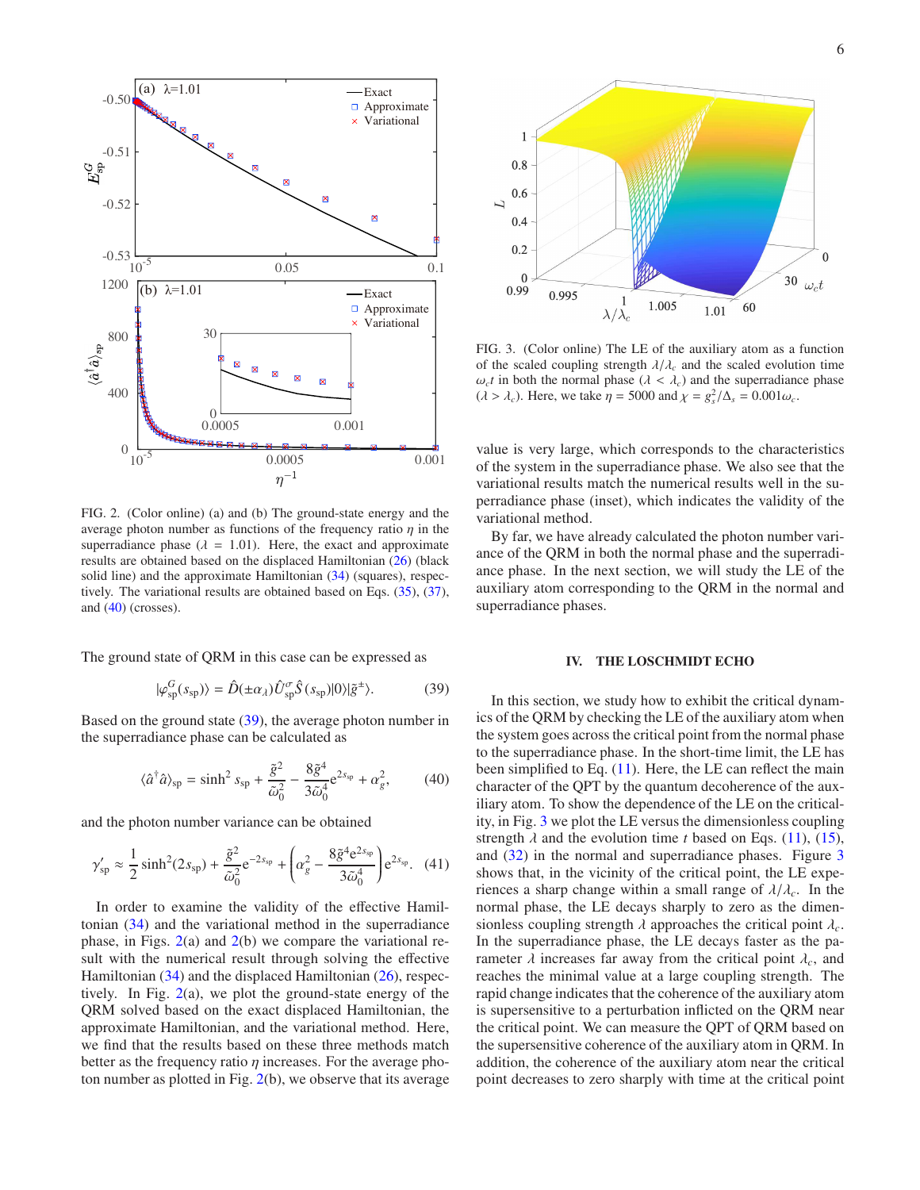FIG. 2. (Color online) (a) and (b) The ground-state energy and the average photon number as functions of the frequency ratio $\eta$ in the superradiance phase ($\lambda = 1.01$). Here, the exact and approximate results are obtained based on the displaced Hamiltonian (26) (black solid line) and the approximate Hamiltonian (34) (squares), respectively. The variational results are obtained based on Eqs. (35), (37), and (40) (crosses).

The ground state of QRM in this case can be expressed as

$$|\varphi_{\rm sp}^{G}(s_{\rm sp})\rangle = \hat{D}(\pm\alpha_{\lambda})\hat{U}_{\rm sp}^{\sigma}\hat{S}(s_{\rm sp})|0\rangle|\tilde{g}^{\pm}\rangle. \tag{39}$$

Based on the ground state (39), the average photon number in the superradiance phase can be calculated as

$$\langle\hat{a}^{\dagger}\hat{a}\rangle_{\rm sp} = \sinh^{2} s_{\rm sp} + \frac{\tilde{g}^{2}}{\tilde{\omega}_{0}^{2}} - \frac{8\tilde{g}^{4}}{3\tilde{\omega}_{0}^{4}}e^{2s_{\rm sp}} + \alpha_{g}^{2}, \tag{40}$$

and the photon number variance can be obtained

$$\gamma_{\rm sp}^{\prime} \approx \frac{1}{2}\sinh^{2}(2s_{\rm sp}) + \frac{\tilde{g}^{2}}{\tilde{\omega}_{0}^{2}}e^{-2s_{\rm sp}} + \left(\alpha_{g}^{2} - \frac{8\tilde{g}^{4}e^{2s_{\rm sp}}}{3\tilde{\omega}_{0}^{4}}\right)e^{2s_{\rm sp}}. \tag{41}$$

In order to examine the validity of the effective Hamiltonian (34) and the variational method in the superradiance phase, in Figs. 2(a) and 2(b) we compare the variational result with the numerical result through solving the effective Hamiltonian (34) and the displaced Hamiltonian (26), respectively. In Fig. 2(a), we plot the ground-state energy of the QRM solved based on the exact displaced Hamiltonian, the approximate Hamiltonian, and the variational method. Here, we find that the results based on these three methods match better as the frequency ratio $\eta$ increases. For the average photon number as plotted in Fig. 2(b), we observe that its average value is very large, which corresponds to the characteristics of the system in the superradiance phase. We also see that the variational results match the numerical results well in the superradiance phase (inset), which indicates the validity of the variational method.

By far, we have already calculated the photon number variance of the QRM in both the normal phase and the superradiance phase. In the next section, we will study the LE of the auxiliary atom corresponding to the QRM in the normal and superradiance phases.

FIG. 3. (Color online) The LE of the auxiliary atom as a function of the scaled coupling strength $\lambda/\lambda_c$ and the scaled evolution time $\omega_c t$ in both the normal phase ($\lambda < \lambda_c$) and the superradiance phase ($\lambda > \lambda_c$). Here, we take $\eta = 5000$ and $\chi = g_s^2/\Delta_s = 0.001\omega_c$.

## IV. THE LOSCHMIDT ECHO

In this section, we study how to exhibit the critical dynamics of the QRM by checking the LE of the auxiliary atom when the system goes across the critical point from the normal phase to the superradiance phase. In the short-time limit, the LE has been simplified to Eq. (11). Here, the LE can reflect the main character of the QPT by the quantum decoherence of the auxiliary atom. To show the dependence of the LE on the criticality, in Fig. 3 we plot the LE versus the dimensionless coupling strength $\lambda$ and the evolution time $t$ based on Eqs. (11), (15), and (32) in the normal and superradiance phases. Figure 3 shows that, in the vicinity of the critical point, the LE experiences a sharp change within a small range of $\lambda/\lambda_c$. In the normal phase, the LE decays sharply to zero as the dimensionless coupling strength $\lambda$ approaches the critical point $\lambda_c$. In the superradiance phase, the LE decays faster as the parameter $\lambda$ increases far away from the critical point $\lambda_c$, and reaches the minimal value at a large coupling strength. The rapid change indicates that the coherence of the auxiliary atom is supersensitive to a perturbation inflicted on the QRM near the critical point. We can measure the QPT of QRM based on the supersensitive coherence of the auxiliary atom in QRM. In addition, the coherence of the auxiliary atom near the critical point decreases to zero sharply with time at the critical point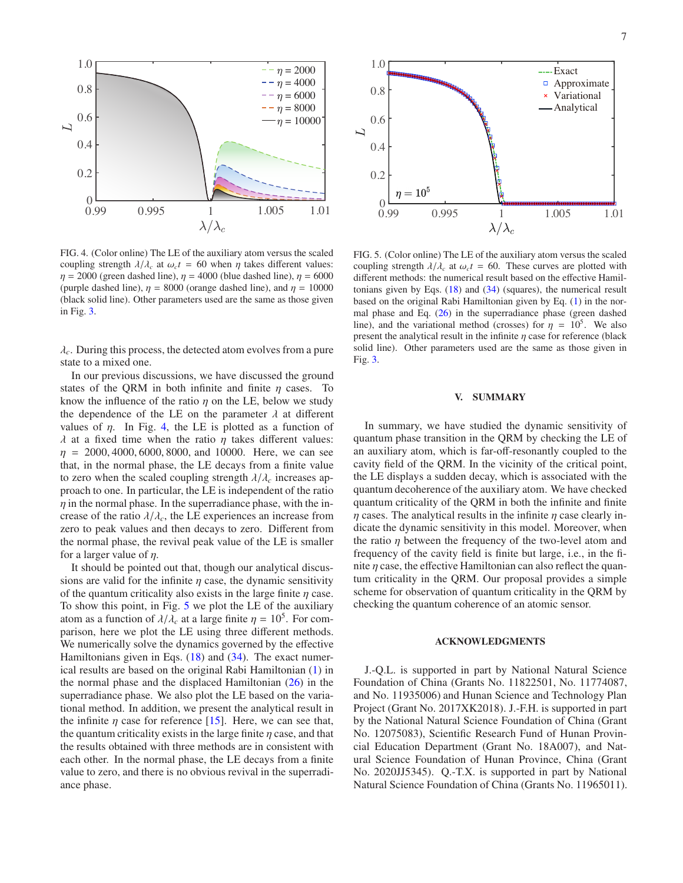FIG. 4. (Color online) The LE of the auxiliary atom versus the scaled coupling strength $\lambda/\lambda_c$ at $\omega_c t = 60$ when $\eta$ takes different values: $\eta = 2000$ (green dashed line), $\eta = 4000$ (blue dashed line), $\eta = 6000$ (purple dashed line), $\eta = 8000$ (orange dashed line), and $\eta = 10000$ (black solid line). Other parameters used are the same as those given in Fig. 3.

FIG. 5. (Color online) The LE of the auxiliary atom versus the scaled coupling strength $\lambda/\lambda_c$ at $\omega_c t = 60$. These curves are plotted with different methods: the numerical result based on the effective Hamiltonians given by Eqs. (18) and (34) (squares), the numerical result based on the original Rabi Hamiltonian given by Eq. (1) in the normal phase and Eq. (26) in the superradiance phase (green dashed line), and the variational method (crosses) for $\eta = 10^5$. We also present the analytical result in the infinite $\eta$ case for reference (black solid line). Other parameters used are the same as those given in Fig. 3.

$\lambda_c$. During this process, the detected atom evolves from a pure state to a mixed one.

In our previous discussions, we have discussed the ground states of the QRM in both infinite and finite $\eta$ cases. To know the influence of the ratio $\eta$ on the LE, below we study the dependence of the LE on the parameter $\lambda$ at different values of $\eta$. In Fig. 4, the LE is plotted as a function of $\lambda$ at a fixed time when the ratio $\eta$ takes different values: $\eta = 2000, 4000, 6000, 8000$, and $10000$. Here, we can see that, in the normal phase, the LE decays from a finite value to zero when the scaled coupling strength $\lambda/\lambda_c$ increases approach to one. In particular, the LE is independent of the ratio $\eta$ in the normal phase. In the superradiance phase, with the increase of the ratio $\lambda/\lambda_c$, the LE experiences an increase from zero to peak values and then decays to zero. Different from the normal phase, the revival peak value of the LE is smaller for a larger value of $\eta$.

It should be pointed out that, though our analytical discussions are valid for the infinite $\eta$ case, the dynamic sensitivity of the quantum criticality also exists in the large finite $\eta$ case. To show this point, in Fig. 5 we plot the LE of the auxiliary atom as a function of $\lambda/\lambda_c$ at a large finite $\eta = 10^5$. For comparison, here we plot the LE using three different methods. We numerically solve the dynamics governed by the effective Hamiltonians given in Eqs. (18) and (34). The exact numerical results are based on the original Rabi Hamiltonian (1) in the normal phase and the displaced Hamiltonian (26) in the superradiance phase. We also plot the LE based on the variational method. In addition, we present the analytical result in the infinite $\eta$ case for reference [15]. Here, we can see that, the quantum criticality exists in the large finite $\eta$ case, and that the results obtained with three methods are in consistent with each other. In the normal phase, the LE decays from a finite value to zero, and there is no obvious revival in the superradiance phase.

## V. SUMMARY

In summary, we have studied the dynamic sensitivity of quantum phase transition in the QRM by checking the LE of an auxiliary atom, which is far-off-resonantly coupled to the cavity field of the QRM. In the vicinity of the critical point, the LE displays a sudden decay, which is associated with the quantum decoherence of the auxiliary atom. We have checked quantum criticality of the QRM in both the infinite and finite $\eta$ cases. The analytical results in the infinite $\eta$ case clearly indicate the dynamic sensitivity in this model. Moreover, when the ratio $\eta$ between the frequency of the two-level atom and frequency of the cavity field is finite but large, i.e., in the finite $\eta$ case, the effective Hamiltonian can also reflect the quantum criticality in the QRM. Our proposal provides a simple scheme for observation of quantum criticality in the QRM by checking the quantum coherence of an atomic sensor.

## ACKNOWLEDGMENTS

J.-Q.L. is supported in part by National Natural Science Foundation of China (Grants No. 11822501, No. 11774087, and No. 11935006) and Hunan Science and Technology Plan Project (Grant No. 2017XK2018). J.-F.H. is supported in part by the National Natural Science Foundation of China (Grant No. 12075083), Scientific Research Fund of Hunan Provincial Education Department (Grant No. 18A007), and Natural Science Foundation of Hunan Province, China (Grant No. 2020JJ5345). Q.-T.X. is supported in part by National Natural Science Foundation of China (Grants No. 11965011).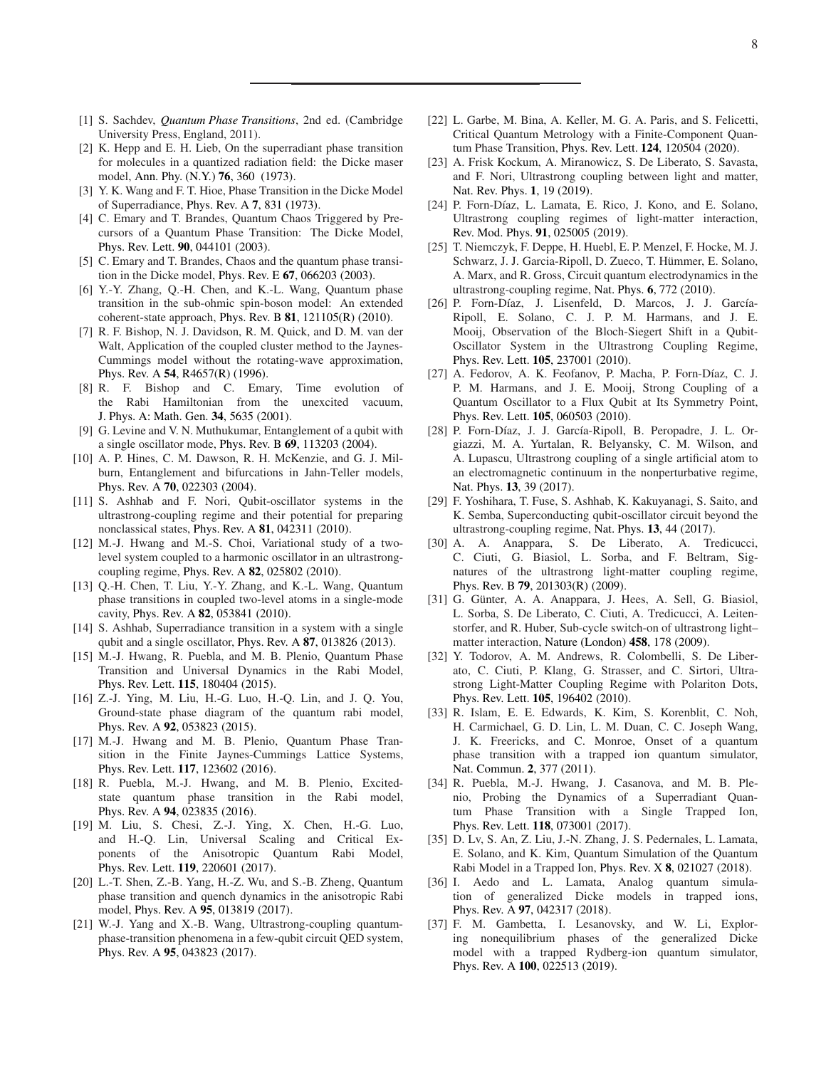[1] S. Sachdev, *Quantum Phase Transitions*, 2nd ed. (Cambridge University Press, England, 2011).

[2] K. Hepp and E. H. Lieb, On the superradiant phase transition for molecules in a quantized radiation field: the Dicke maser model, Ann. Phy. (N.Y.) **76**, 360 (1973).

[3] Y. K. Wang and F. T. Hioe, Phase Transition in the Dicke Model of Superradiance, Phys. Rev. A **7**, 831 (1973).

[4] C. Emary and T. Brandes, Quantum Chaos Triggered by Precursors of a Quantum Phase Transition: The Dicke Model, Phys. Rev. Lett. **90**, 044101 (2003).

[5] C. Emary and T. Brandes, Chaos and the quantum phase transition in the Dicke model, Phys. Rev. E **67**, 066203 (2003).

[6] Y.-Y. Zhang, Q.-H. Chen, and K.-L. Wang, Quantum phase transition in the sub-ohmic spin-boson model: An extended coherent-state approach, Phys. Rev. B **81**, 121105(R) (2010).

[7] R. F. Bishop, N. J. Davidson, R. M. Quick, and D. M. van der Walt, Application of the coupled cluster method to the Jaynes-Cummings model without the rotating-wave approximation, Phys. Rev. A **54**, R4657(R) (1996).

[8] R. F. Bishop and C. Emary, Time evolution of the Rabi Hamiltonian from the unexcited vacuum, J. Phys. A: Math. Gen. **34**, 5635 (2001).

[9] G. Levine and V. N. Muthukumar, Entanglement of a qubit with a single oscillator mode, Phys. Rev. B **69**, 113203 (2004).

[10] A. P. Hines, C. M. Dawson, R. H. McKenzie, and G. J. Milburn, Entanglement and bifurcations in Jahn-Teller models, Phys. Rev. A **70**, 022303 (2004).

[11] S. Ashhab and F. Nori, Qubit-oscillator systems in the ultrastrong-coupling regime and their potential for preparing nonclassical states, Phys. Rev. A **81**, 042311 (2010).

[12] M.-J. Hwang and M.-S. Choi, Variational study of a two-level system coupled to a harmonic oscillator in an ultrastrong-coupling regime, Phys. Rev. A **82**, 025802 (2010).

[13] Q.-H. Chen, T. Liu, Y.-Y. Zhang, and K.-L. Wang, Quantum phase transitions in coupled two-level atoms in a single-mode cavity, Phys. Rev. A **82**, 053841 (2010).

[14] S. Ashhab, Superradiance transition in a system with a single qubit and a single oscillator, Phys. Rev. A **87**, 013826 (2013).

[15] M.-J. Hwang, R. Puebla, and M. B. Plenio, Quantum Phase Transition and Universal Dynamics in the Rabi Model, Phys. Rev. Lett. **115**, 180404 (2015).

[16] Z.-J. Ying, M. Liu, H.-G. Luo, H.-Q. Lin, and J. Q. You, Ground-state phase diagram of the quantum rabi model, Phys. Rev. A **92**, 053823 (2015).

[17] M.-J. Hwang and M. B. Plenio, Quantum Phase Transition in the Finite Jaynes-Cummings Lattice Systems, Phys. Rev. Lett. **117**, 123602 (2016).

[18] R. Puebla, M.-J. Hwang, and M. B. Plenio, Excited-state quantum phase transition in the Rabi model, Phys. Rev. A **94**, 023835 (2016).

[19] M. Liu, S. Chesi, Z.-J. Ying, X. Chen, H.-G. Luo, and H.-Q. Lin, Universal Scaling and Critical Exponents of the Anisotropic Quantum Rabi Model, Phys. Rev. Lett. **119**, 220601 (2017).

[20] L.-T. Shen, Z.-B. Yang, H.-Z. Wu, and S.-B. Zheng, Quantum phase transition and quench dynamics in the anisotropic Rabi model, Phys. Rev. A **95**, 013819 (2017).

[21] W.-J. Yang and X.-B. Wang, Ultrastrong-coupling quantum-phase-transition phenomena in a few-qubit circuit QED system, Phys. Rev. A **95**, 043823 (2017).

[22] L. Garbe, M. Bina, A. Keller, M. G. A. Paris, and S. Felicetti, Critical Quantum Metrology with a Finite-Component Quantum Phase Transition, Phys. Rev. Lett. **124**, 120504 (2020).

[23] A. Frisk Kockum, A. Miranowicz, S. De Liberato, S. Savasta, and F. Nori, Ultrastrong coupling between light and matter, Nat. Rev. Phys. **1**, 19 (2019).

[24] P. Forn-Díaz, L. Lamata, E. Rico, J. Kono, and E. Solano, Ultrastrong coupling regimes of light-matter interaction, Rev. Mod. Phys. **91**, 025005 (2019).

[25] T. Niemczyk, F. Deppe, H. Huebl, E. P. Menzel, F. Hocke, M. J. Schwarz, J. J. Garcia-Ripoll, D. Zueco, T. Hümmer, E. Solano, A. Marx, and R. Gross, Circuit quantum electrodynamics in the ultrastrong-coupling regime, Nat. Phys. **6**, 772 (2010).

[26] P. Forn-Díaz, J. Lisenfeld, D. Marcos, J. J. García-Ripoll, E. Solano, C. J. P. M. Harmans, and J. E. Mooij, Observation of the Bloch-Siegert Shift in a Qubit-Oscillator System in the Ultrastrong Coupling Regime, Phys. Rev. Lett. **105**, 237001 (2010).

[27] A. Fedorov, A. K. Feofanov, P. Macha, P. Forn-Díaz, C. J. P. M. Harmans, and J. E. Mooij, Strong Coupling of a Quantum Oscillator to a Flux Qubit at Its Symmetry Point, Phys. Rev. Lett. **105**, 060503 (2010).

[28] P. Forn-Díaz, J. J. García-Ripoll, B. Peropadre, J. L. Orgiazzi, M. A. Yurtalan, R. Belyansky, C. M. Wilson, and A. Lupascu, Ultrastrong coupling of a single artificial atom to an electromagnetic continuum in the nonperturbative regime, Nat. Phys. **13**, 39 (2017).

[29] F. Yoshihara, T. Fuse, S. Ashhab, K. Kakuyanagi, S. Saito, and K. Semba, Superconducting qubit-oscillator circuit beyond the ultrastrong-coupling regime, Nat. Phys. **13**, 44 (2017).

[30] A. A. Anappara, S. De Liberato, A. Tredicucci, C. Ciuti, G. Biasiol, L. Sorba, and F. Beltram, Signatures of the ultrastrong light-matter coupling regime, Phys. Rev. B **79**, 201303(R) (2009).

[31] G. Günter, A. A. Anappara, J. Hees, A. Sell, G. Biasiol, L. Sorba, S. De Liberato, C. Ciuti, A. Tredicucci, A. Leitenstorfer, and R. Huber, Sub-cycle switch-on of ultrastrong light–matter interaction, Nature (London) **458**, 178 (2009).

[32] Y. Todorov, A. M. Andrews, R. Colombelli, S. De Liberato, C. Ciuti, P. Klang, G. Strasser, and C. Sirtori, Ultrastrong Light-Matter Coupling Regime with Polariton Dots, Phys. Rev. Lett. **105**, 196402 (2010).

[33] R. Islam, E. E. Edwards, K. Kim, S. Korenblit, C. Noh, H. Carmichael, G. D. Lin, L. M. Duan, C. C. Joseph Wang, J. K. Freericks, and C. Monroe, Onset of a quantum phase transition with a trapped ion quantum simulator, Nat. Commun. **2**, 377 (2011).

[34] R. Puebla, M.-J. Hwang, J. Casanova, and M. B. Plenio, Probing the Dynamics of a Superradiant Quantum Phase Transition with a Single Trapped Ion, Phys. Rev. Lett. **118**, 073001 (2017).

[35] D. Lv, S. An, Z. Liu, J.-N. Zhang, J. S. Pedernales, L. Lamata, E. Solano, and K. Kim, Quantum Simulation of the Quantum Rabi Model in a Trapped Ion, Phys. Rev. X **8**, 021027 (2018).

[36] I. Aedo and L. Lamata, Analog quantum simulation of generalized Dicke models in trapped ions, Phys. Rev. A **97**, 042317 (2018).

[37] F. M. Gambetta, I. Lesanovsky, and W. Li, Exploring nonequilibrium phases of the generalized Dicke model with a trapped Rydberg-ion quantum simulator, Phys. Rev. A **100**, 022513 (2019).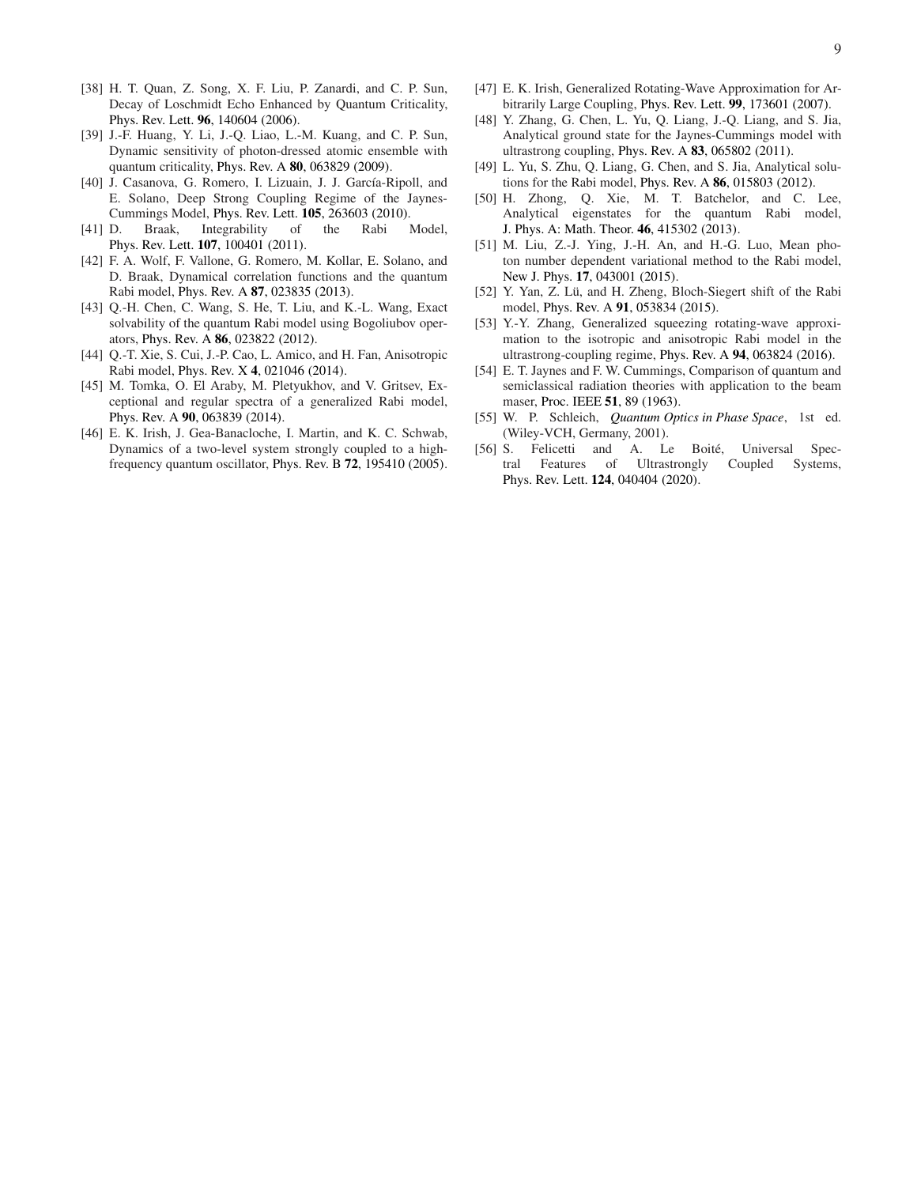[38] H. T. Quan, Z. Song, X. F. Liu, P. Zanardi, and C. P. Sun, Decay of Loschmidt Echo Enhanced by Quantum Criticality, Phys. Rev. Lett. **96**, 140604 (2006).

[39] J.-F. Huang, Y. Li, J.-Q. Liao, L.-M. Kuang, and C. P. Sun, Dynamic sensitivity of photon-dressed atomic ensemble with quantum criticality, Phys. Rev. A **80**, 063829 (2009).

[40] J. Casanova, G. Romero, I. Lizuain, J. J. García-Ripoll, and E. Solano, Deep Strong Coupling Regime of the Jaynes-Cummings Model, Phys. Rev. Lett. **105**, 263603 (2010).

[41] D. Braak, Integrability of the Rabi Model, Phys. Rev. Lett. **107**, 100401 (2011).

[42] F. A. Wolf, F. Vallone, G. Romero, M. Kollar, E. Solano, and D. Braak, Dynamical correlation functions and the quantum Rabi model, Phys. Rev. A **87**, 023835 (2013).

[43] Q.-H. Chen, C. Wang, S. He, T. Liu, and K.-L. Wang, Exact solvability of the quantum Rabi model using Bogoliubov operators, Phys. Rev. A **86**, 023822 (2012).

[44] Q.-T. Xie, S. Cui, J.-P. Cao, L. Amico, and H. Fan, Anisotropic Rabi model, Phys. Rev. X **4**, 021046 (2014).

[45] M. Tomka, O. El Araby, M. Pletyukhov, and V. Gritsev, Exceptional and regular spectra of a generalized Rabi model, Phys. Rev. A **90**, 063839 (2014).

[46] E. K. Irish, J. Gea-Banacloche, I. Martin, and K. C. Schwab, Dynamics of a two-level system strongly coupled to a high-frequency quantum oscillator, Phys. Rev. B **72**, 195410 (2005).

[47] E. K. Irish, Generalized Rotating-Wave Approximation for Arbitrarily Large Coupling, Phys. Rev. Lett. **99**, 173601 (2007).

[48] Y. Zhang, G. Chen, L. Yu, Q. Liang, J.-Q. Liang, and S. Jia, Analytical ground state for the Jaynes-Cummings model with ultrastrong coupling, Phys. Rev. A **83**, 065802 (2011).

[49] L. Yu, S. Zhu, Q. Liang, G. Chen, and S. Jia, Analytical solutions for the Rabi model, Phys. Rev. A **86**, 015803 (2012).

[50] H. Zhong, Q. Xie, M. T. Batchelor, and C. Lee, Analytical eigenstates for the quantum Rabi model, J. Phys. A: Math. Theor. **46**, 415302 (2013).

[51] M. Liu, Z.-J. Ying, J.-H. An, and H.-G. Luo, Mean photon number dependent variational method to the Rabi model, New J. Phys. **17**, 043001 (2015).

[52] Y. Yan, Z. Lü, and H. Zheng, Bloch-Siegert shift of the Rabi model, Phys. Rev. A **91**, 053834 (2015).

[53] Y.-Y. Zhang, Generalized squeezing rotating-wave approximation to the isotropic and anisotropic Rabi model in the ultrastrong-coupling regime, Phys. Rev. A **94**, 063824 (2016).

[54] E. T. Jaynes and F. W. Cummings, Comparison of quantum and semiclassical radiation theories with application to the beam maser, Proc. IEEE **51**, 89 (1963).

[55] W. P. Schleich, *Quantum Optics in Phase Space*, 1st ed. (Wiley-VCH, Germany, 2001).

[56] S. Felicetti and A. Le Boité, Universal Spectral Features of Ultrastrongly Coupled Systems, Phys. Rev. Lett. **124**, 040404 (2020).